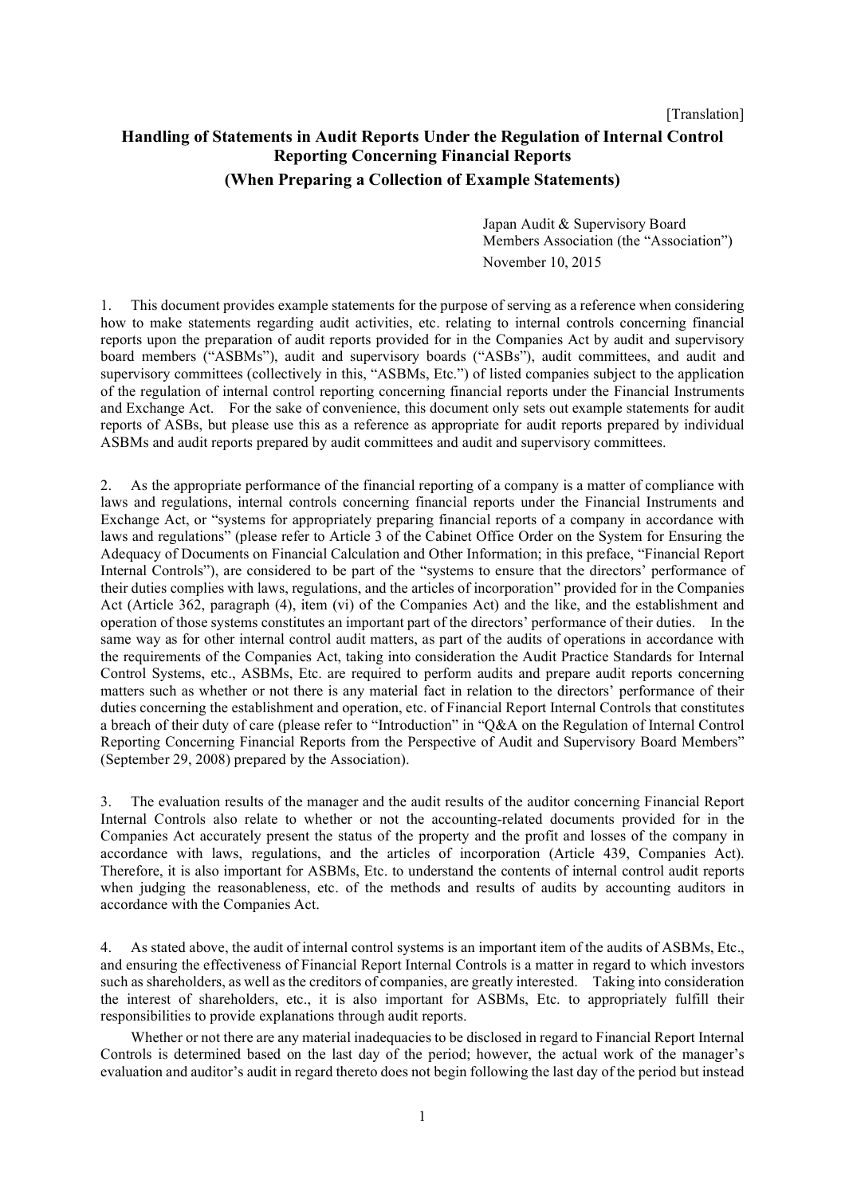[Translation]

# Handling of Statements in Audit Reports Under the Regulation of Internal Control Reporting Concerning Financial Reports

## (When Preparing a Collection of Example Statements)

Japan Audit & Supervisory Board Members Association (the "Association")

November 10, 2015

1. This document provides example statements for the purpose of serving as a reference when considering how to make statements regarding audit activities, etc. relating to internal controls concerning financial reports upon the preparation of audit reports provided for in the Companies Act by audit and supervisory board members ("ASBMs"), audit and supervisory boards ("ASBs"), audit committees, and audit and supervisory committees (collectively in this, "ASBMs, Etc.") of listed companies subject to the application of the regulation of internal control reporting concerning financial reports under the Financial Instruments and Exchange Act. For the sake of convenience, this document only sets out example statements for audit reports of ASBs, but please use this as a reference as appropriate for audit reports prepared by individual ASBMs and audit reports prepared by audit committees and audit and supervisory committees.

2. As the appropriate performance of the financial reporting of a company is a matter of compliance with laws and regulations, internal controls concerning financial reports under the Financial Instruments and Exchange Act, or "systems for appropriately preparing financial reports of a company in accordance with laws and regulations" (please refer to Article 3 of the Cabinet Office Order on the System for Ensuring the Adequacy of Documents on Financial Calculation and Other Information; in this preface, "Financial Report Internal Controls"), are considered to be part of the "systems to ensure that the directors' performance of their duties complies with laws, regulations, and the articles of incorporation" provided for in the Companies Act (Article 362, paragraph (4), item (vi) of the Companies Act) and the like, and the establishment and operation of those systems constitutes an important part of the directors' performance of their duties. In the same way as for other internal control audit matters, as part of the audits of operations in accordance with the requirements of the Companies Act, taking into consideration the Audit Practice Standards for Internal Control Systems, etc., ASBMs, Etc. are required to perform audits and prepare audit reports concerning matters such as whether or not there is any material fact in relation to the directors' performance of their duties concerning the establishment and operation, etc. of Financial Report Internal Controls that constitutes a breach of their duty of care (please refer to "Introduction" in "Q&A on the Regulation of Internal Control Reporting Concerning Financial Reports from the Perspective of Audit and Supervisory Board Members" (September 29, 2008) prepared by the Association).

3. The evaluation results of the manager and the audit results of the auditor concerning Financial Report Internal Controls also relate to whether or not the accounting-related documents provided for in the Companies Act accurately present the status of the property and the profit and losses of the company in accordance with laws, regulations, and the articles of incorporation (Article 439, Companies Act). Therefore, it is also important for ASBMs, Etc. to understand the contents of internal control audit reports when judging the reasonableness, etc. of the methods and results of audits by accounting auditors in accordance with the Companies Act.

4. As stated above, the audit of internal control systems is an important item of the audits of ASBMs, Etc., and ensuring the effectiveness of Financial Report Internal Controls is a matter in regard to which investors such as shareholders, as well as the creditors of companies, are greatly interested. Taking into consideration the interest of shareholders, etc., it is also important for ASBMs, Etc. to appropriately fulfill their responsibilities to provide explanations through audit reports.

Whether or not there are any material inadequacies to be disclosed in regard to Financial Report Internal Controls is determined based on the last day of the period; however, the actual work of the manager's evaluation and auditor's audit in regard thereto does not begin following the last day of the period but instead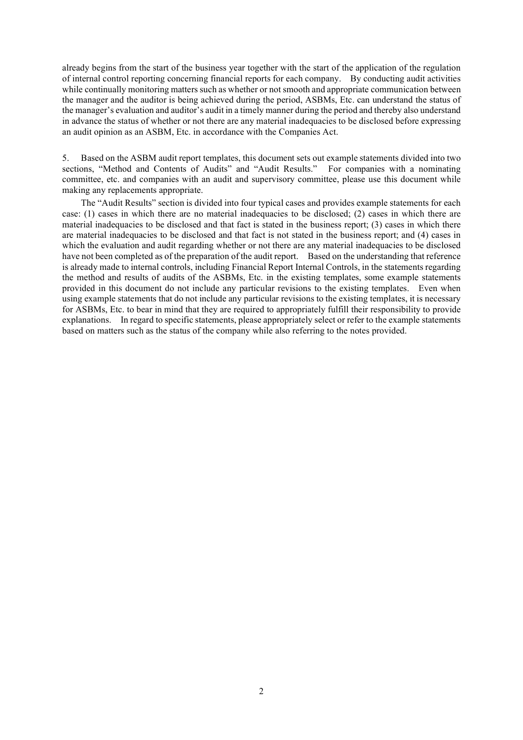already begins from the start of the business year together with the start of the application of the regulation of internal control reporting concerning financial reports for each company. By conducting audit activities while continually monitoring matters such as whether or not smooth and appropriate communication between the manager and the auditor is being achieved during the period, ASBMs, Etc. can understand the status of the manager's evaluation and auditor's audit in a timely manner during the period and thereby also understand in advance the status of whether or not there are any material inadequacies to be disclosed before expressing an audit opinion as an ASBM, Etc. in accordance with the Companies Act.

5. Based on the ASBM audit report templates, this document sets out example statements divided into two sections, "Method and Contents of Audits" and "Audit Results." For companies with a nominating committee, etc. and companies with an audit and supervisory committee, please use this document while making any replacements appropriate.

The "Audit Results" section is divided into four typical cases and provides example statements for each case: (1) cases in which there are no material inadequacies to be disclosed; (2) cases in which there are material inadequacies to be disclosed and that fact is stated in the business report; (3) cases in which there are material inadequacies to be disclosed and that fact is not stated in the business report; and (4) cases in which the evaluation and audit regarding whether or not there are any material inadequacies to be disclosed have not been completed as of the preparation of the audit report. Based on the understanding that reference is already made to internal controls, including Financial Report Internal Controls, in the statements regarding the method and results of audits of the ASBMs, Etc. in the existing templates, some example statements provided in this document do not include any particular revisions to the existing templates. Even when using example statements that do not include any particular revisions to the existing templates, it is necessary for ASBMs, Etc. to bear in mind that they are required to appropriately fulfill their responsibility to provide explanations. In regard to specific statements, please appropriately select or refer to the example statements based on matters such as the status of the company while also referring to the notes provided.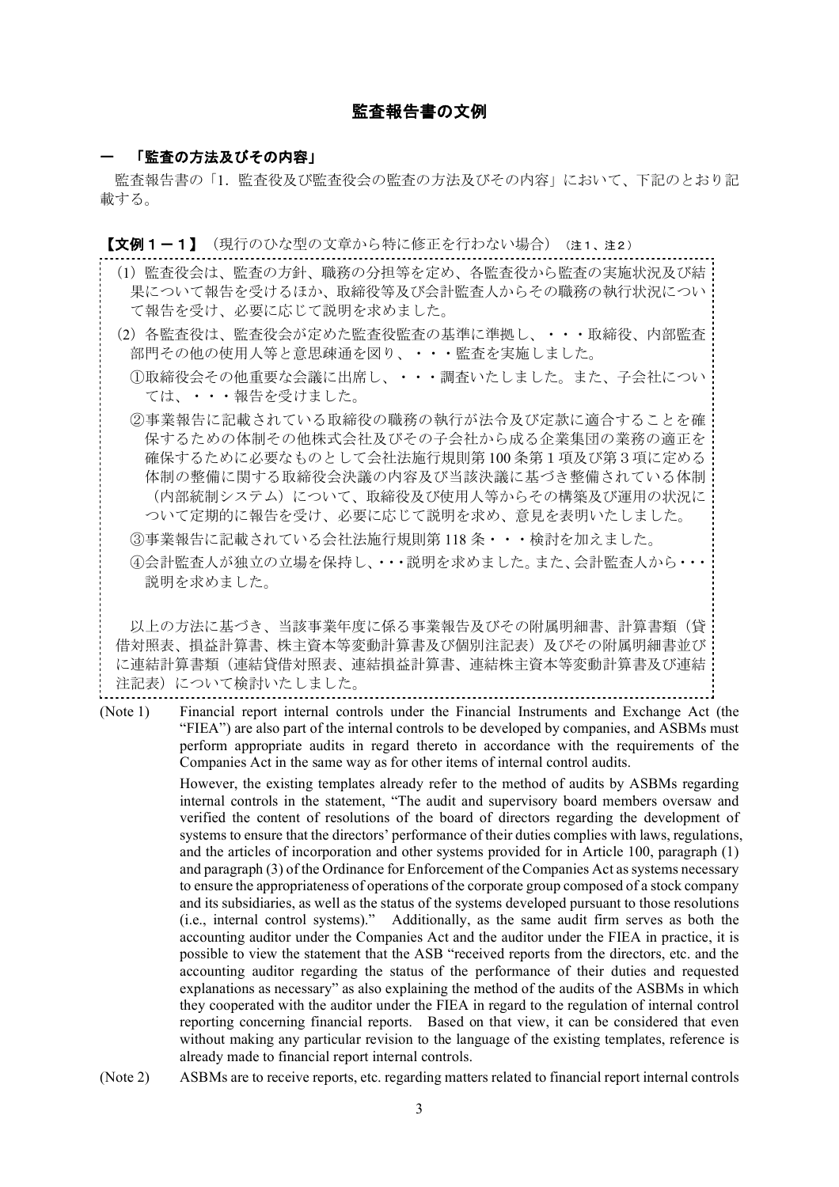# 監査報告書の文例

## 一　「監査の方法及びその内容」

監査報告書の「1．監査役及び監査役会の監査の方法及びその内容」において、下記のとおり記載する。

**【文例１－１】**（現行のひな型の文章から特に修正を行わない場合）（注１、注２）

(1) 監査役会は、監査の方針、職務の分担等を定め、各監査役から監査の実施状況及び結果について報告を受けるほか、取締役等及び会計監査人からその職務の執行状況について報告を受け、必要に応じて説明を求めました。

(2) 各監査役は、監査役会が定めた監査役監査の基準に準拠し、・・・取締役、内部監査部門その他の使用人等と意思疎通を図り、・・・監査を実施しました。

①取締役会その他重要な会議に出席し、・・・調査いたしました。また、子会社については、・・・報告を受けました。

②事業報告に記載されている取締役の職務の執行が法令及び定款に適合することを確保するための体制その他株式会社及びその子会社から成る企業集団の業務の適正を確保するために必要なものとして会社法施行規則第100条第1項及び第3項に定める体制の整備に関する取締役会決議の内容及び当該決議に基づき整備されている体制（内部統制システム）について、取締役及び使用人等からその構築及び運用の状況について定期的に報告を受け、必要に応じて説明を求め、意見を表明いたしました。

③事業報告に記載されている会社法施行規則第118条・・・検討を加えました。

④会計監査人が独立の立場を保持し、・・・説明を求めました。また、会計監査人から・・・説明を求めました。

以上の方法に基づき、当該事業年度に係る事業報告及びその附属明細書、計算書類（貸借対照表、損益計算書、株主資本等変動計算書及び個別注記表）及びその附属明細書並びに連結計算書類（連結貸借対照表、連結損益計算書、連結株主資本等変動計算書及び連結注記表）について検討いたしました。

(Note 1) Financial report internal controls under the Financial Instruments and Exchange Act (the "FIEA") are also part of the internal controls to be developed by companies, and ASBMs must perform appropriate audits in regard thereto in accordance with the requirements of the Companies Act in the same way as for other items of internal control audits.

However, the existing templates already refer to the method of audits by ASBMs regarding internal controls in the statement, "The audit and supervisory board members oversaw and verified the content of resolutions of the board of directors regarding the development of systems to ensure that the directors' performance of their duties complies with laws, regulations, and the articles of incorporation and other systems provided for in Article 100, paragraph (1) and paragraph (3) of the Ordinance for Enforcement of the Companies Act as systems necessary to ensure the appropriateness of operations of the corporate group composed of a stock company and its subsidiaries, as well as the status of the systems developed pursuant to those resolutions (i.e., internal control systems)." Additionally, as the same audit firm serves as both the accounting auditor under the Companies Act and the auditor under the FIEA in practice, it is possible to view the statement that the ASB "received reports from the directors, etc. and the accounting auditor regarding the status of the performance of their duties and requested explanations as necessary" as also explaining the method of the audits of the ASBMs in which they cooperated with the auditor under the FIEA in regard to the regulation of internal control reporting concerning financial reports. Based on that view, it can be considered that even without making any particular revision to the language of the existing templates, reference is already made to financial report internal controls.

(Note 2) ASBMs are to receive reports, etc. regarding matters related to financial report internal controls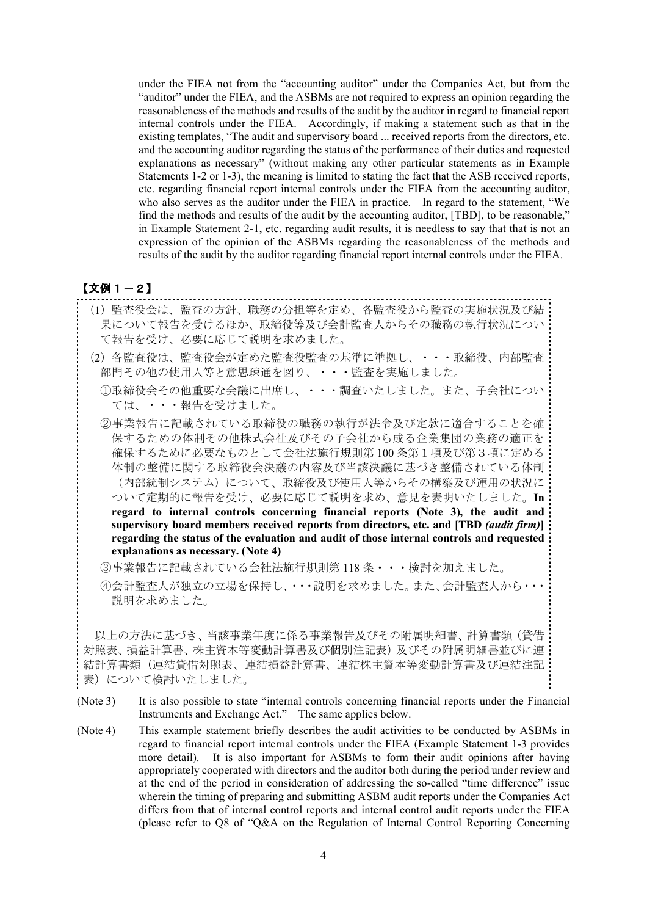under the FIEA not from the “accounting auditor” under the Companies Act, but from the “auditor” under the FIEA, and the ASBMs are not required to express an opinion regarding the reasonableness of the methods and results of the audit by the auditor in regard to financial report internal controls under the FIEA. Accordingly, if making a statement such as that in the existing templates, “The audit and supervisory board ... received reports from the directors, etc. and the accounting auditor regarding the status of the performance of their duties and requested explanations as necessary” (without making any other particular statements as in Example Statements 1-2 or 1-3), the meaning is limited to stating the fact that the ASB received reports, etc. regarding financial report internal controls under the FIEA from the accounting auditor, who also serves as the auditor under the FIEA in practice. In regard to the statement, “We find the methods and results of the audit by the accounting auditor, [TBD], to be reasonable,” in Example Statement 2-1, etc. regarding audit results, it is needless to say that that is not an expression of the opinion of the ASBMs regarding the reasonableness of the methods and results of the audit by the auditor regarding financial report internal controls under the FIEA.

**【文例１－２】**

(1) 監査役会は、監査の方針、職務の分担等を定め、各監査役から監査の実施状況及び結果について報告を受けるほか、取締役等及び会計監査人からその職務の執行状況について報告を受け、必要に応じて説明を求めました。

(2) 各監査役は、監査役会が定めた監査役監査の基準に準拠し、・・・取締役、内部監査部門その他の使用人等と意思疎通を図り、・・・監査を実施しました。

①取締役会その他重要な会議に出席し、・・・調査いたしました。また、子会社については、・・・報告を受けました。

②事業報告に記載されている取締役の職務の執行が法令及び定款に適合することを確保するための体制その他株式会社及びその子会社から成る企業集団の業務の適正を確保するために必要なものとして会社法施行規則第100条第1項及び第3項に定める体制の整備に関する取締役会決議の内容及び当該決議に基づき整備されている体制（内部統制システム）について、取締役及び使用人等からその構築及び運用の状況について定期的に報告を受け、必要に応じて説明を求め、意見を表明いたしました。**In regard to internal controls concerning financial reports (Note 3), the audit and supervisory board members received reports from directors, etc. and [TBD *(audit firm)*] regarding the status of the evaluation and audit of those internal controls and requested explanations as necessary. (Note 4)**

③事業報告に記載されている会社法施行規則第118条・・・検討を加えました。

④会計監査人が独立の立場を保持し、・・・説明を求めました。また、会計監査人から・・・説明を求めました。

以上の方法に基づき、当該事業年度に係る事業報告及びその附属明細書、計算書類（貸借対照表、損益計算書、株主資本等変動計算書及び個別注記表）及びその附属明細書並びに連結計算書類（連結貸借対照表、連結損益計算書、連結株主資本等変動計算書及び連結注記表）について検討いたしました。

(Note 3) It is also possible to state “internal controls concerning financial reports under the Financial Instruments and Exchange Act.” The same applies below.

(Note 4) This example statement briefly describes the audit activities to be conducted by ASBMs in regard to financial report internal controls under the FIEA (Example Statement 1-3 provides more detail). It is also important for ASBMs to form their audit opinions after having appropriately cooperated with directors and the auditor both during the period under review and at the end of the period in consideration of addressing the so-called “time difference” issue wherein the timing of preparing and submitting ASBM audit reports under the Companies Act differs from that of internal control reports and internal control audit reports under the FIEA (please refer to Q8 of “Q&A on the Regulation of Internal Control Reporting Concerning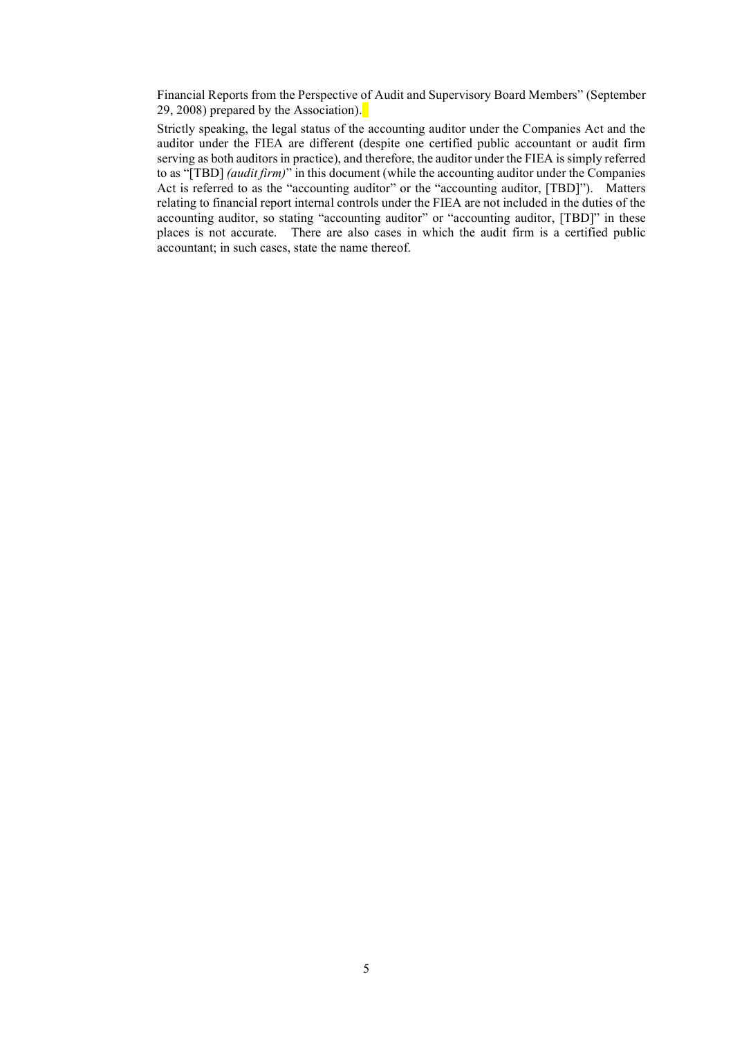Financial Reports from the Perspective of Audit and Supervisory Board Members" (September 29, 2008) prepared by the Association).

Strictly speaking, the legal status of the accounting auditor under the Companies Act and the auditor under the FIEA are different (despite one certified public accountant or audit firm serving as both auditors in practice), and therefore, the auditor under the FIEA is simply referred to as "[TBD] *(audit firm)*" in this document (while the accounting auditor under the Companies Act is referred to as the "accounting auditor" or the "accounting auditor, [TBD]"). Matters relating to financial report internal controls under the FIEA are not included in the duties of the accounting auditor, so stating "accounting auditor" or "accounting auditor, [TBD]" in these places is not accurate. There are also cases in which the audit firm is a certified public accountant; in such cases, state the name thereof.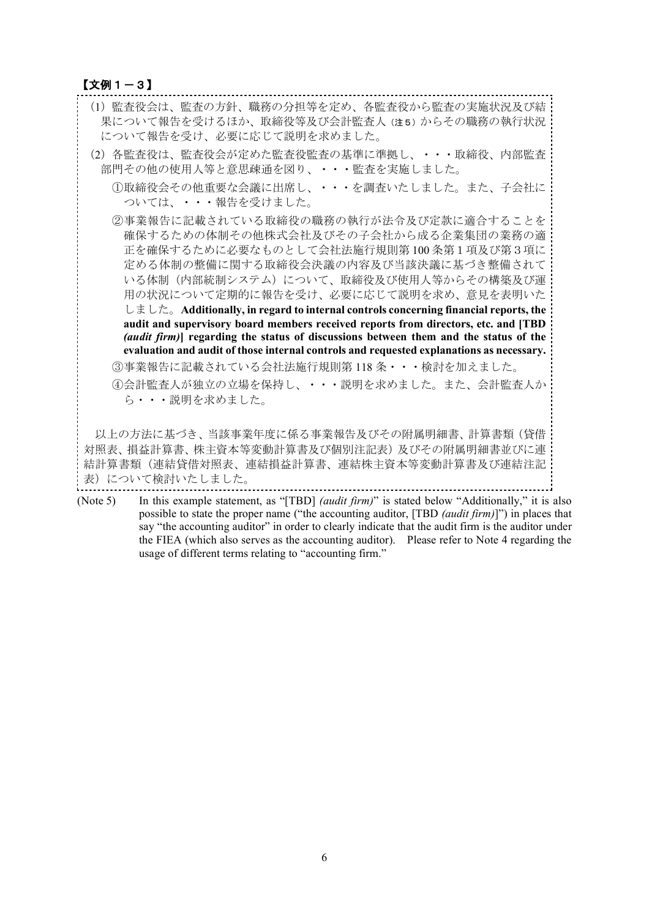**【文例１－３】**

(1) 監査役会は、監査の方針、職務の分担等を定め、各監査役から監査の実施状況及び結果について報告を受けるほか、取締役等及び会計監査人（注５）からその職務の執行状況について報告を受け、必要に応じて説明を求めました。

(2) 各監査役は、監査役会が定めた監査役監査の基準に準拠し、・・・取締役、内部監査部門その他の使用人等と意思疎通を図り、・・・監査を実施しました。

①取締役会その他重要な会議に出席し、・・・を調査いたしました。また、子会社については、・・・報告を受けました。

②事業報告に記載されている取締役の職務の執行が法令及び定款に適合することを確保するための体制その他株式会社及びその子会社から成る企業集団の業務の適正を確保するために必要なものとして会社法施行規則第100条第１項及び第３項に定める体制の整備に関する取締役会決議の内容及び当該決議に基づき整備されている体制（内部統制システム）について、取締役及び使用人等からその構築及び運用の状況について定期的に報告を受け、必要に応じて説明を求め、意見を表明いたしました。**Additionally, in regard to internal controls concerning financial reports, the audit and supervisory board members received reports from directors, etc. and [TBD *(audit firm)*] regarding the status of discussions between them and the status of the evaluation and audit of those internal controls and requested explanations as necessary.**

③事業報告に記載されている会社法施行規則第118条・・・検討を加えました。

④会計監査人が独立の立場を保持し、・・・説明を求めました。また、会計監査人から・・・説明を求めました。

以上の方法に基づき、当該事業年度に係る事業報告及びその附属明細書、計算書類（貸借対照表、損益計算書、株主資本等変動計算書及び個別注記表）及びその附属明細書並びに連結計算書類（連結貸借対照表、連結損益計算書、連結株主資本等変動計算書及び連結注記表）について検討いたしました。

(Note 5) In this example statement, as "[TBD] *(audit firm)*" is stated below "Additionally," it is also possible to state the proper name ("the accounting auditor, [TBD *(audit firm)*]") in places that say "the accounting auditor" in order to clearly indicate that the audit firm is the auditor under the FIEA (which also serves as the accounting auditor). Please refer to Note 4 regarding the usage of different terms relating to "accounting firm."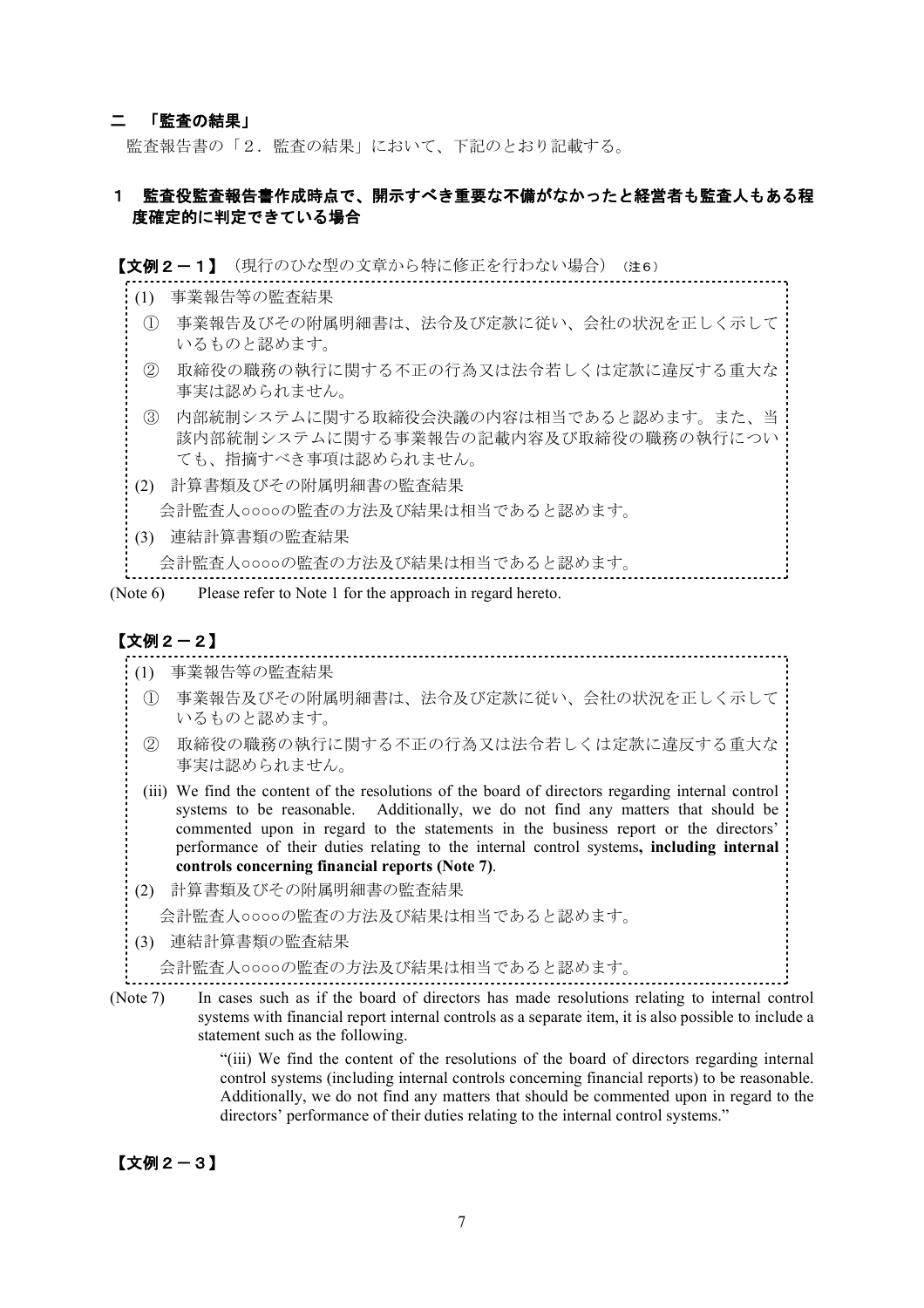## 二　「監査の結果」

監査報告書の「２．監査の結果」において、下記のとおり記載する。

### １　監査役監査報告書作成時点で、開示すべき重要な不備がなかったと経営者も監査人もある程度確定的に判定できている場合

**【文例２－１】**（現行のひな型の文章から特に修正を行わない場合）（注６）

(1)　事業報告等の監査結果

①　事業報告及びその附属明細書は、法令及び定款に従い、会社の状況を正しく示しているものと認めます。

②　取締役の職務の執行に関する不正の行為又は法令若しくは定款に違反する重大な事実は認められません。

③　内部統制システムに関する取締役会決議の内容は相当であると認めます。また、当該内部統制システムに関する事業報告の記載内容及び取締役の職務の執行についても、指摘すべき事項は認められません。

(2)　計算書類及びその附属明細書の監査結果

会計監査人○○○○の監査の方法及び結果は相当であると認めます。

(3)　連結計算書類の監査結果

会計監査人○○○○の監査の方法及び結果は相当であると認めます。

(Note 6)　Please refer to Note 1 for the approach in regard hereto.

**【文例２－２】**

(1)　事業報告等の監査結果

①　事業報告及びその附属明細書は、法令及び定款に従い、会社の状況を正しく示しているものと認めます。

②　取締役の職務の執行に関する不正の行為又は法令若しくは定款に違反する重大な事実は認められません。

(iii) We find the content of the resolutions of the board of directors regarding internal control systems to be reasonable. Additionally, we do not find any matters that should be commented upon in regard to the statements in the business report or the directors' performance of their duties relating to the internal control systems**, including internal controls concerning financial reports (Note 7)**.

(2)　計算書類及びその附属明細書の監査結果

会計監査人○○○○の監査の方法及び結果は相当であると認めます。

(3)　連結計算書類の監査結果

会計監査人○○○○の監査の方法及び結果は相当であると認めます。

(Note 7)　In cases such as if the board of directors has made resolutions relating to internal control systems with financial report internal controls as a separate item, it is also possible to include a statement such as the following.

"(iii) We find the content of the resolutions of the board of directors regarding internal control systems (including internal controls concerning financial reports) to be reasonable. Additionally, we do not find any matters that should be commented upon in regard to the directors' performance of their duties relating to the internal control systems."

**【文例２－３】**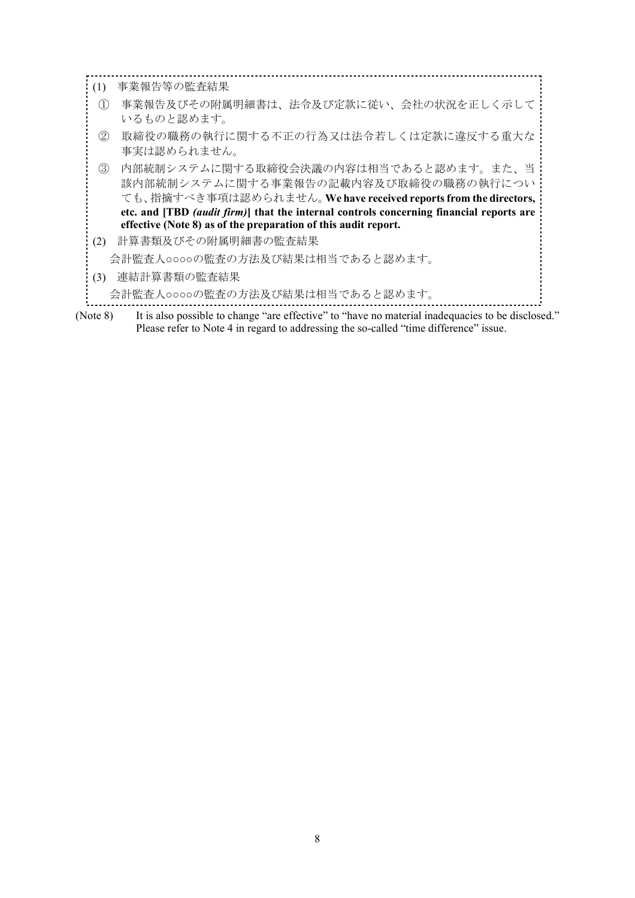(1) 事業報告等の監査結果

① 事業報告及びその附属明細書は、法令及び定款に従い、会社の状況を正しく示しているものと認めます。

② 取締役の職務の執行に関する不正の行為又は法令若しくは定款に違反する重大な事実は認められません。

③ 内部統制システムに関する取締役会決議の内容は相当であると認めます。また、当該内部統制システムに関する事業報告の記載内容及び取締役の職務の執行についても、指摘すべき事項は認められません。**We have received reports from the directors, etc. and [TBD *(audit firm)*] that the internal controls concerning financial reports are effective (Note 8) as of the preparation of this audit report.**

(2) 計算書類及びその附属明細書の監査結果

会計監査人○○○○の監査の方法及び結果は相当であると認めます。

(3) 連結計算書類の監査結果

会計監査人○○○○の監査の方法及び結果は相当であると認めます。

(Note 8) It is also possible to change "are effective" to "have no material inadequacies to be disclosed." Please refer to Note 4 in regard to addressing the so-called "time difference" issue.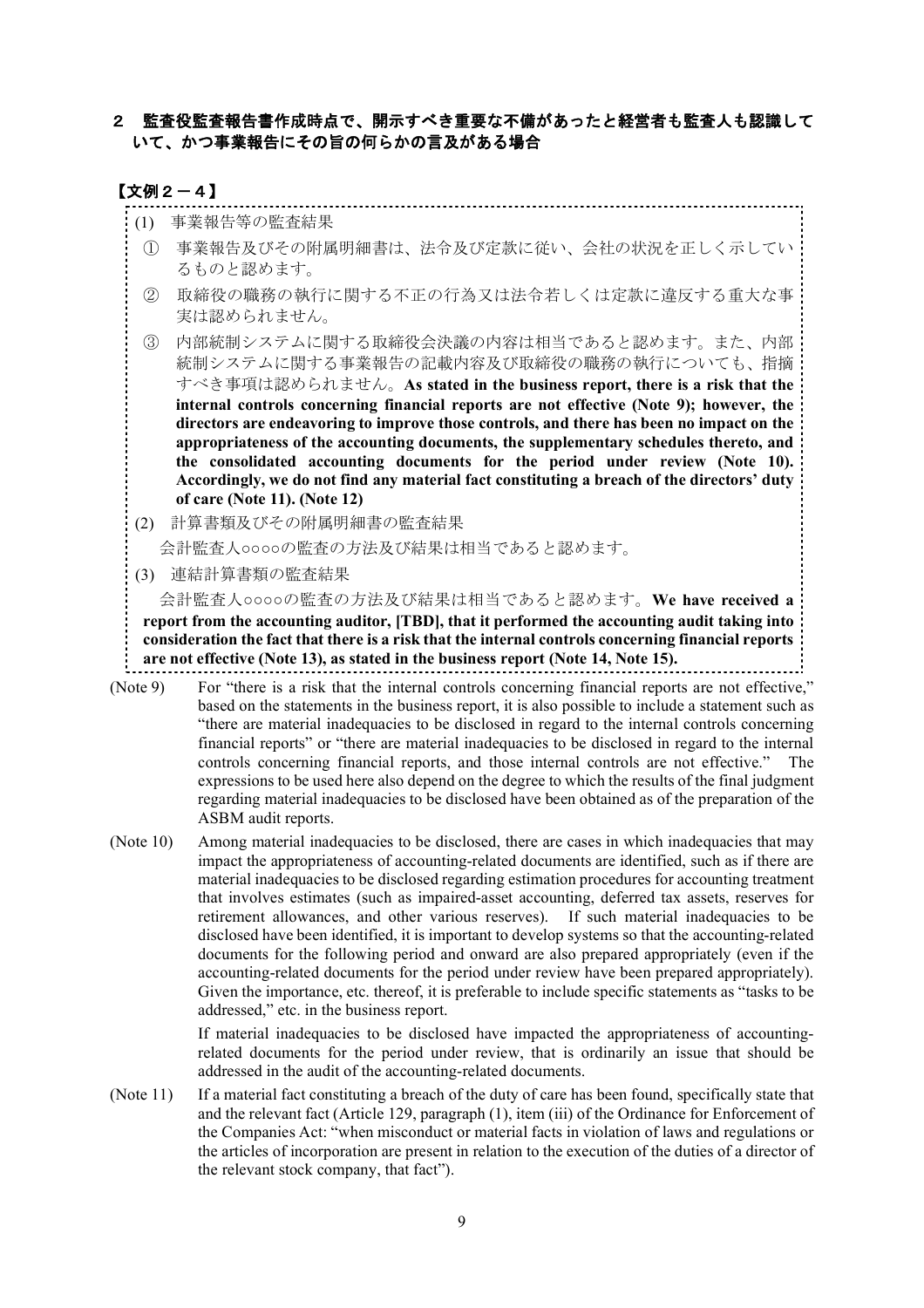## 2　監査役監査報告書作成時点で、開示すべき重要な不備があったと経営者も監査人も認識していて、かつ事業報告にその旨の何らかの言及がある場合

【文例２－４】

(1)　事業報告等の監査結果

①　事業報告及びその附属明細書は、法令及び定款に従い、会社の状況を正しく示しているものと認めます。

②　取締役の職務の執行に関する不正の行為又は法令若しくは定款に違反する重大な事実は認められません。

③　内部統制システムに関する取締役会決議の内容は相当であると認めます。また、内部統制システムに関する事業報告の記載内容及び取締役の職務の執行についても、指摘すべき事項は認められません。**As stated in the business report, there is a risk that the internal controls concerning financial reports are not effective (Note 9); however, the directors are endeavoring to improve those controls, and there has been no impact on the appropriateness of the accounting documents, the supplementary schedules thereto, and the consolidated accounting documents for the period under review (Note 10). Accordingly, we do not find any material fact constituting a breach of the directors' duty of care (Note 11). (Note 12)**

(2)　計算書類及びその附属明細書の監査結果

会計監査人○○○○の監査の方法及び結果は相当であると認めます。

(3)　連結計算書類の監査結果

会計監査人○○○○の監査の方法及び結果は相当であると認めます。**We have received a report from the accounting auditor, [TBD], that it performed the accounting audit taking into consideration the fact that there is a risk that the internal controls concerning financial reports are not effective (Note 13), as stated in the business report (Note 14, Note 15).**

(Note 9) For "there is a risk that the internal controls concerning financial reports are not effective," based on the statements in the business report, it is also possible to include a statement such as "there are material inadequacies to be disclosed in regard to the internal controls concerning financial reports" or "there are material inadequacies to be disclosed in regard to the internal controls concerning financial reports, and those internal controls are not effective." The expressions to be used here also depend on the degree to which the results of the final judgment regarding material inadequacies to be disclosed have been obtained as of the preparation of the ASBM audit reports.

(Note 10) Among material inadequacies to be disclosed, there are cases in which inadequacies that may impact the appropriateness of accounting-related documents are identified, such as if there are material inadequacies to be disclosed regarding estimation procedures for accounting treatment that involves estimates (such as impaired-asset accounting, deferred tax assets, reserves for retirement allowances, and other various reserves). If such material inadequacies to be disclosed have been identified, it is important to develop systems so that the accounting-related documents for the following period and onward are also prepared appropriately (even if the accounting-related documents for the period under review have been prepared appropriately). Given the importance, etc. thereof, it is preferable to include specific statements as "tasks to be addressed," etc. in the business report.

If material inadequacies to be disclosed have impacted the appropriateness of accounting-related documents for the period under review, that is ordinarily an issue that should be addressed in the audit of the accounting-related documents.

(Note 11) If a material fact constituting a breach of the duty of care has been found, specifically state that and the relevant fact (Article 129, paragraph (1), item (iii) of the Ordinance for Enforcement of the Companies Act: "when misconduct or material facts in violation of laws and regulations or the articles of incorporation are present in relation to the execution of the duties of a director of the relevant stock company, that fact").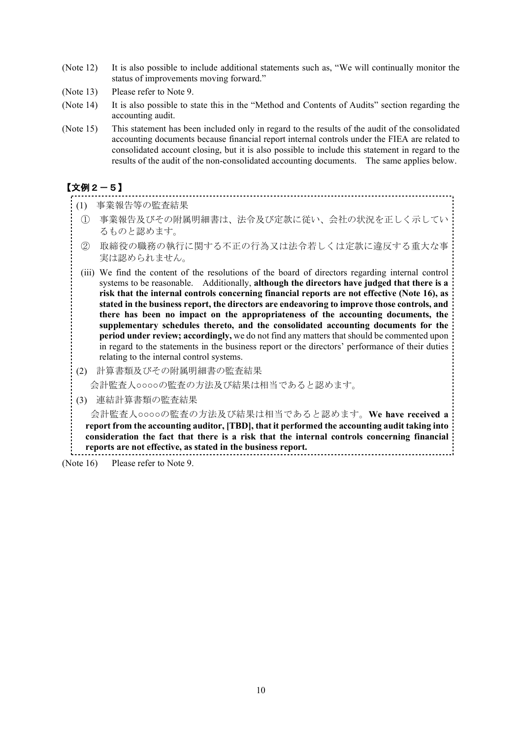(Note 12) It is also possible to include additional statements such as, "We will continually monitor the status of improvements moving forward."

(Note 13) Please refer to Note 9.

(Note 14) It is also possible to state this in the "Method and Contents of Audits" section regarding the accounting audit.

(Note 15) This statement has been included only in regard to the results of the audit of the consolidated accounting documents because financial report internal controls under the FIEA are related to consolidated account closing, but it is also possible to include this statement in regard to the results of the audit of the non-consolidated accounting documents. The same applies below.

**【文例２－５】**

(1) 事業報告等の監査結果

① 事業報告及びその附属明細書は、法令及び定款に従い、会社の状況を正しく示しているものと認めます。

② 取締役の職務の執行に関する不正の行為又は法令若しくは定款に違反する重大な事実は認められません。

(iii) We find the content of the resolutions of the board of directors regarding internal control systems to be reasonable. Additionally, **although the directors have judged that there is a risk that the internal controls concerning financial reports are not effective (Note 16), as stated in the business report, the directors are endeavoring to improve those controls, and there has been no impact on the appropriateness of the accounting documents, the supplementary schedules thereto, and the consolidated accounting documents for the period under review; accordingly,** we do not find any matters that should be commented upon in regard to the statements in the business report or the directors' performance of their duties relating to the internal control systems.

(2) 計算書類及びその附属明細書の監査結果

会計監査人○○○○の監査の方法及び結果は相当であると認めます。

(3) 連結計算書類の監査結果

会計監査人○○○○の監査の方法及び結果は相当であると認めます。**We have received a report from the accounting auditor, [TBD], that it performed the accounting audit taking into consideration the fact that there is a risk that the internal controls concerning financial reports are not effective, as stated in the business report.**

(Note 16) Please refer to Note 9.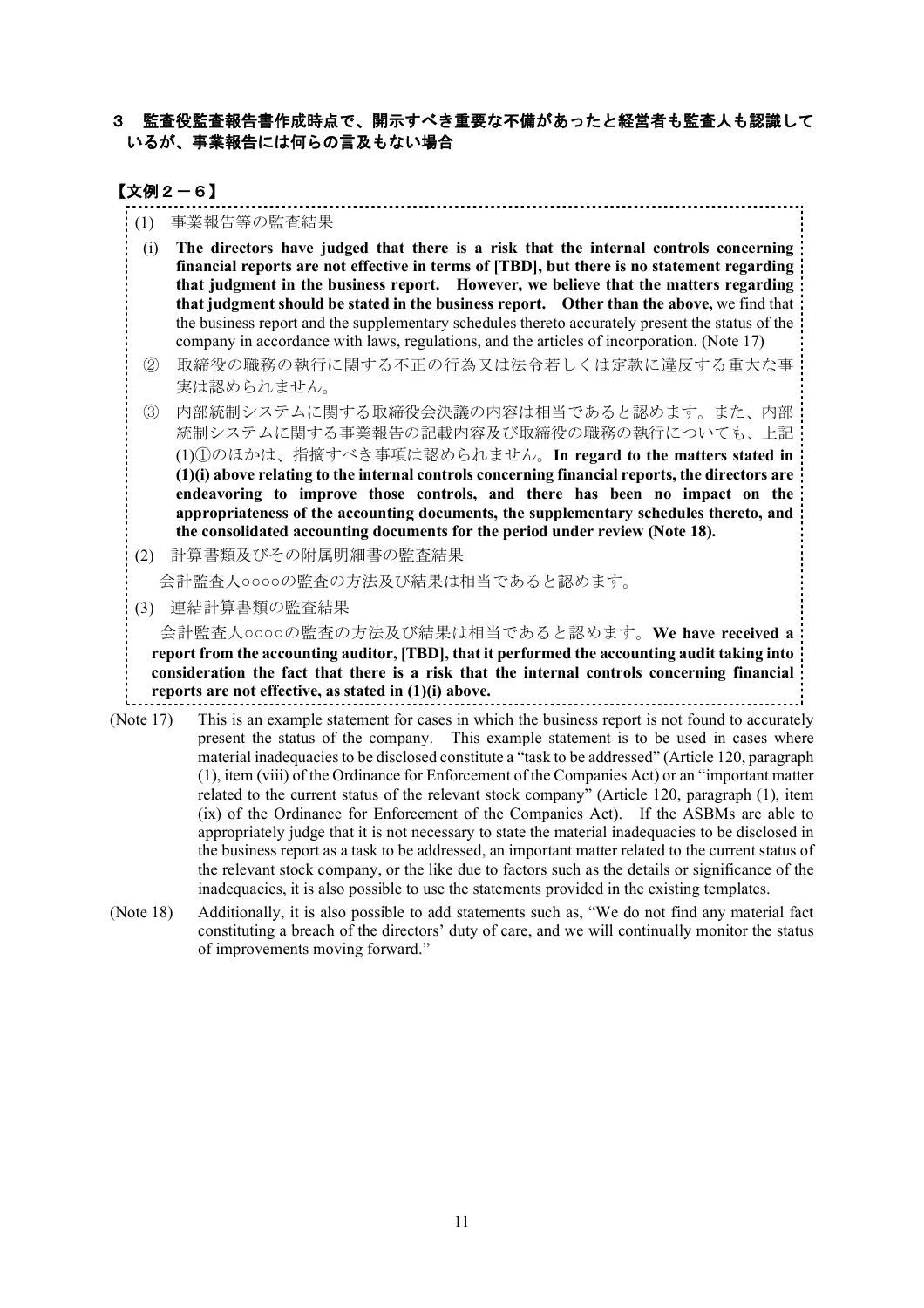## ３　監査役監査報告書作成時点で、開示すべき重要な不備があったと経営者も監査人も認識しているが、事業報告には何らの言及もない場合

### 【文例２－６】

(1)　事業報告等の監査結果

(i)　**The directors have judged that there is a risk that the internal controls concerning financial reports are not effective in terms of [TBD], but there is no statement regarding that judgment in the business report. However, we believe that the matters regarding that judgment should be stated in the business report. Other than the above,** we find that the business report and the supplementary schedules thereto accurately present the status of the company in accordance with laws, regulations, and the articles of incorporation. (Note 17)

②　取締役の職務の執行に関する不正の行為又は法令若しくは定款に違反する重大な事実は認められません。

③　内部統制システムに関する取締役会決議の内容は相当であると認めます。また、内部統制システムに関する事業報告の記載内容及び取締役の職務の執行についても、上記(1)①のほかは、指摘すべき事項は認められません。**In regard to the matters stated in (1)(i) above relating to the internal controls concerning financial reports, the directors are endeavoring to improve those controls, and there has been no impact on the appropriateness of the accounting documents, the supplementary schedules thereto, and the consolidated accounting documents for the period under review (Note 18).**

(2)　計算書類及びその附属明細書の監査結果

会計監査人○○○○の監査の方法及び結果は相当であると認めます。

(3)　連結計算書類の監査結果

会計監査人○○○○の監査の方法及び結果は相当であると認めます。**We have received a report from the accounting auditor, [TBD], that it performed the accounting audit taking into consideration the fact that there is a risk that the internal controls concerning financial reports are not effective, as stated in (1)(i) above.**

(Note 17)　This is an example statement for cases in which the business report is not found to accurately present the status of the company. This example statement is to be used in cases where material inadequacies to be disclosed constitute a "task to be addressed" (Article 120, paragraph (1), item (viii) of the Ordinance for Enforcement of the Companies Act) or an "important matter related to the current status of the relevant stock company" (Article 120, paragraph (1), item (ix) of the Ordinance for Enforcement of the Companies Act). If the ASBMs are able to appropriately judge that it is not necessary to state the material inadequacies to be disclosed in the business report as a task to be addressed, an important matter related to the current status of the relevant stock company, or the like due to factors such as the details or significance of the inadequacies, it is also possible to use the statements provided in the existing templates.

(Note 18)　Additionally, it is also possible to add statements such as, "We do not find any material fact constituting a breach of the directors' duty of care, and we will continually monitor the status of improvements moving forward."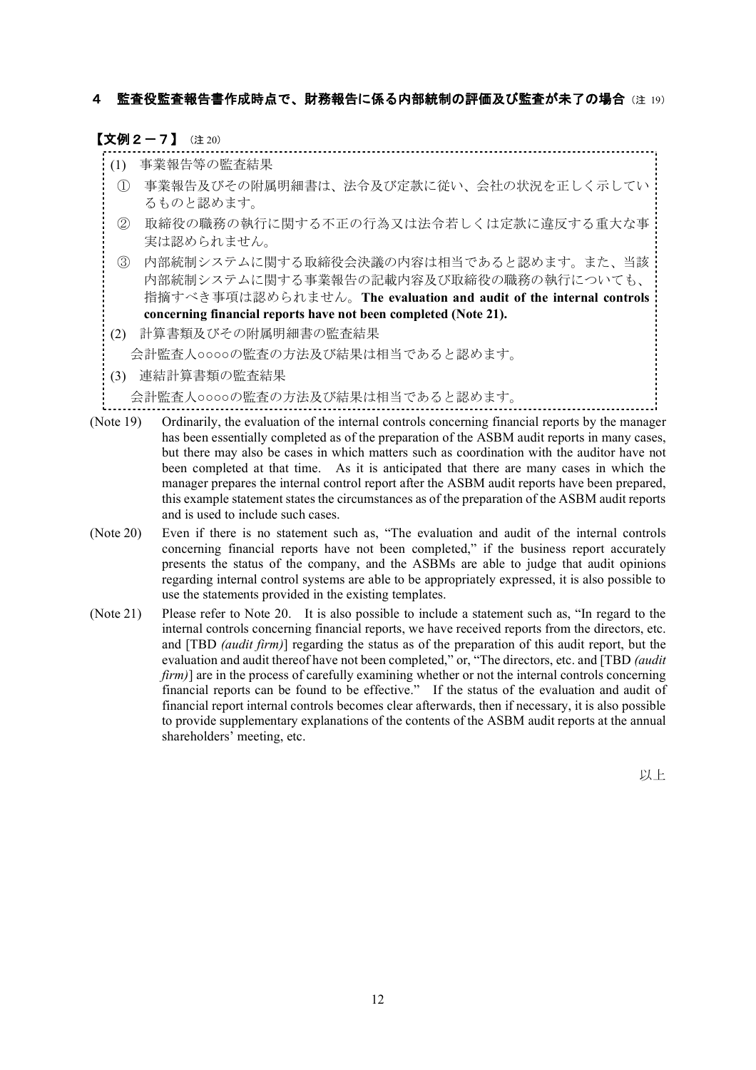## ４　監査役監査報告書作成時点で、財務報告に係る内部統制の評価及び監査が未了の場合（注 19）

**【文例２－７】**（注 20）

(1)　事業報告等の監査結果

①　事業報告及びその附属明細書は、法令及び定款に従い、会社の状況を正しく示しているものと認めます。

②　取締役の職務の執行に関する不正の行為又は法令若しくは定款に違反する重大な事実は認められません。

③　内部統制システムに関する取締役会決議の内容は相当であると認めます。また、当該内部統制システムに関する事業報告の記載内容及び取締役の職務の執行についても、指摘すべき事項は認められません。**The evaluation and audit of the internal controls concerning financial reports have not been completed (Note 21).**

(2)　計算書類及びその附属明細書の監査結果

会計監査人○○○○の監査の方法及び結果は相当であると認めます。

(3)　連結計算書類の監査結果

会計監査人○○○○の監査の方法及び結果は相当であると認めます。

(Note 19)　Ordinarily, the evaluation of the internal controls concerning financial reports by the manager has been essentially completed as of the preparation of the ASBM audit reports in many cases, but there may also be cases in which matters such as coordination with the auditor have not been completed at that time.　As it is anticipated that there are many cases in which the manager prepares the internal control report after the ASBM audit reports have been prepared, this example statement states the circumstances as of the preparation of the ASBM audit reports and is used to include such cases.

(Note 20)　Even if there is no statement such as, "The evaluation and audit of the internal controls concerning financial reports have not been completed," if the business report accurately presents the status of the company, and the ASBMs are able to judge that audit opinions regarding internal control systems are able to be appropriately expressed, it is also possible to use the statements provided in the existing templates.

(Note 21)　Please refer to Note 20.　It is also possible to include a statement such as, "In regard to the internal controls concerning financial reports, we have received reports from the directors, etc. and [TBD *(audit firm)*] regarding the status as of the preparation of this audit report, but the evaluation and audit thereof have not been completed," or, "The directors, etc. and [TBD *(audit firm)*] are in the process of carefully examining whether or not the internal controls concerning financial reports can be found to be effective."　If the status of the evaluation and audit of financial report internal controls becomes clear afterwards, then if necessary, it is also possible to provide supplementary explanations of the contents of the ASBM audit reports at the annual shareholders' meeting, etc.

以上